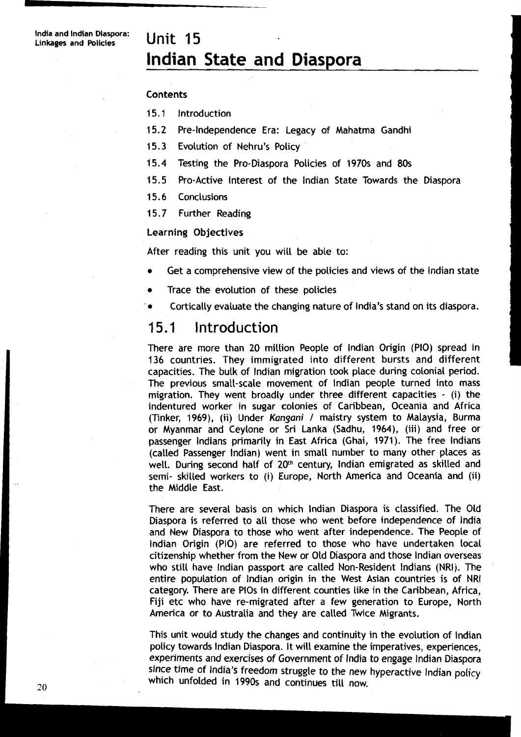# Unit 15
# Indian State and Diaspora

**Contents**

15.1 Introduction

15.2 Pre-Independence Era: Legacy of Mahatma Gandhi

15.3 Evolution of Nehru's Policy

15.4 Testing the Pro-Diaspora Policies of 1970s and 80s

15.5 Pro-Active Interest of the Indian State Towards the Diaspora

15.6 Conclusions

15.7 Further Reading

**Learning Objectives**

After reading this unit you will be able to:

- Get a comprehensive view of the policies and views of the Indian state
- Trace the evolution of these policies
- Cortically evaluate the changing nature of India's stand on its diaspora.

## 15.1 Introduction

There are more than 20 million People of Indian Origin (PIO) spread in 136 countries. They immigrated into different bursts and different capacities. The bulk of Indian migration took place during colonial period. The previous small-scale movement of Indian people turned into mass migration. They went broadly under three different capacities - (i) the indentured worker in sugar colonies of Caribbean, Oceania and Africa (Tinker, 1969), (ii) Under *Kangani* / maistry system to Malaysia, Burma or Myanmar and Ceylone or Sri Lanka (Sadhu, 1964), (iii) and free or passenger Indians primarily in East Africa (Ghai, 1971). The free Indians (called Passenger Indian) went in small number to many other places as well. During second half of 20th century, Indian emigrated as skilled and semi- skilled workers to (i) Europe, North America and Oceania and (ii) the Middle East.

There are several basis on which Indian Diaspora is classified. The Old Diaspora is referred to all those who went before independence of India and New Diaspora to those who went after independence. The People of Indian Origin (PIO) are referred to those who have undertaken local citizenship whether from the New or Old Diaspora and those Indian overseas who still have Indian passport are called Non-Resident Indians (NRI). The entire population of Indian origin in the West Asian countries is of NRI category. There are PIOs in different counties like in the Caribbean, Africa, Fiji etc who have re-migrated after a few generation to Europe, North America or to Australia and they are called Twice Migrants.

This unit would study the changes and continuity in the evolution of Indian policy towards Indian Diaspora. It will examine the imperatives, experiences, experiments and exercises of Government of India to engage Indian Diaspora since time of India's freedom struggle to the new hyperactive Indian policy which unfolded in 1990s and continues till now.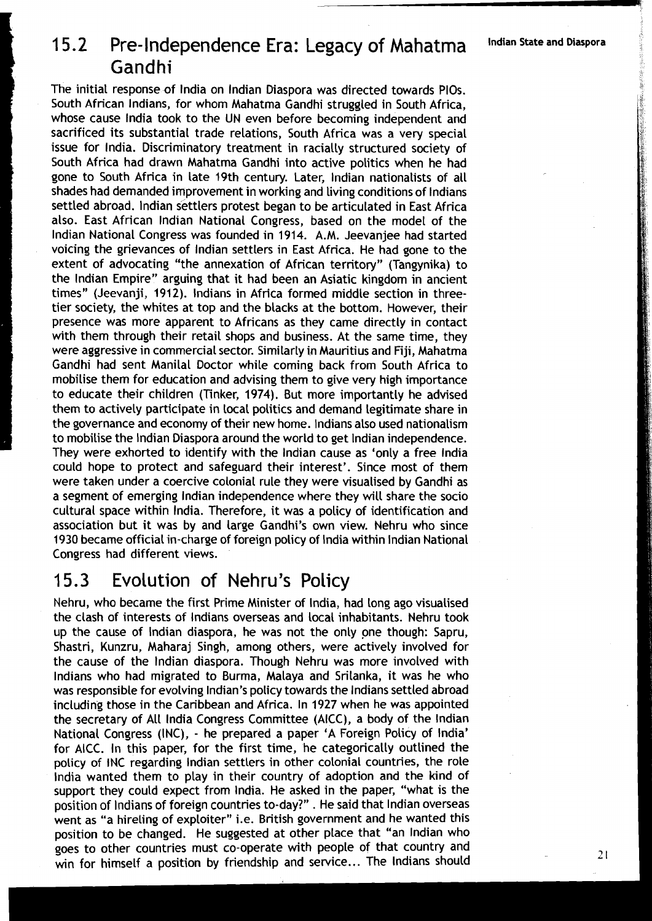## 15.2 Pre-Independence Era: Legacy of Mahatma Gandhi

The initial response of India on Indian Diaspora was directed towards PIOs. South African Indians, for whom Mahatma Gandhi struggled in South Africa, whose cause India took to the UN even before becoming independent and sacrificed its substantial trade relations, South Africa was a very special issue for India. Discriminatory treatment in racially structured society of South Africa had drawn Mahatma Gandhi into active politics when he had gone to South Africa in late 19th century. Later, Indian nationalists of all shades had demanded improvement in working and living conditions of Indians settled abroad. Indian settlers protest began to be articulated in East Africa also. East African Indian National Congress, based on the model of the Indian National Congress was founded in 1914. A.M. Jeevanjee had started voicing the grievances of Indian settlers in East Africa. He had gone to the extent of advocating "the annexation of African territory" (Tangynika) to the Indian Empire" arguing that it had been an Asiatic kingdom in ancient times" (Jeevanji, 1912). Indians in Africa formed middle section in three-tier society, the whites at top and the blacks at the bottom. However, their presence was more apparent to Africans as they came directly in contact with them through their retail shops and business. At the same time, they were aggressive in commercial sector. Similarly in Mauritius and Fiji, Mahatma Gandhi had sent Manilal Doctor while coming back from South Africa to mobilise them for education and advising them to give very high importance to educate their children (Tinker, 1974). But more importantly he advised them to actively participate in local politics and demand legitimate share in the governance and economy of their new home. Indians also used nationalism to mobilise the Indian Diaspora around the world to get Indian independence. They were exhorted to identify with the Indian cause as 'only a free India could hope to protect and safeguard their interest'. Since most of them were taken under a coercive colonial rule they were visualised by Gandhi as a segment of emerging Indian independence where they will share the socio cultural space within India. Therefore, it was a policy of identification and association but it was by and large Gandhi's own view. Nehru who since 1930 became official in-charge of foreign policy of India within Indian National Congress had different views.

## 15.3 Evolution of Nehru's Policy

Nehru, who became the first Prime Minister of India, had long ago visualised the clash of interests of Indians overseas and local inhabitants. Nehru took up the cause of Indian diaspora, he was not the only one though: Sapru, Shastri, Kunzru, Maharaj Singh, among others, were actively involved for the cause of the Indian diaspora. Though Nehru was more involved with Indians who had migrated to Burma, Malaya and Srilanka, it was he who was responsible for evolving Indian's policy towards the Indians settled abroad including those in the Caribbean and Africa. In 1927 when he was appointed the secretary of All India Congress Committee (AICC), a body of the Indian National Congress (INC), - he prepared a paper 'A Foreign Policy of India' for AICC. In this paper, for the first time, he categorically outlined the policy of INC regarding Indian settlers in other colonial countries, the role India wanted them to play in their country of adoption and the kind of support they could expect from India. He asked in the paper, "what is the position of Indians of foreign countries to-day?". He said that Indian overseas went as "a hireling of exploiter" i.e. British government and he wanted this position to be changed. He suggested at other place that "an Indian who goes to other countries must co-operate with people of that country and win for himself a position by friendship and service... The Indians should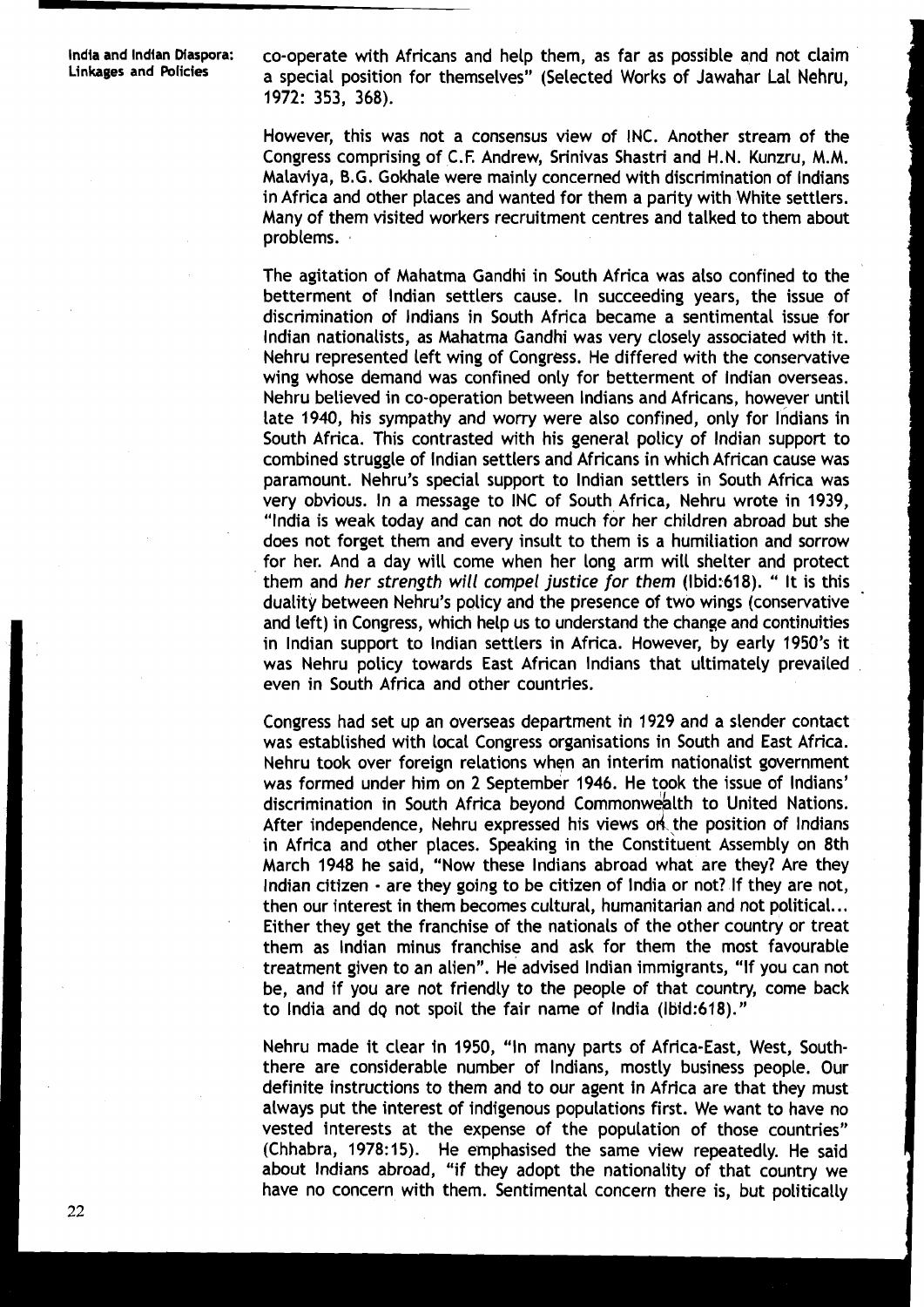co-operate with Africans and help them, as far as possible and not claim a special position for themselves" (Selected Works of Jawahar Lal Nehru, 1972: 353, 368).

However, this was not a consensus view of INC. Another stream of the Congress comprising of C.F. Andrew, Srinivas Shastri and H.N. Kunzru, M.M. Malaviya, B.G. Gokhale were mainly concerned with discrimination of Indians in Africa and other places and wanted for them a parity with White settlers. Many of them visited workers recruitment centres and talked to them about problems.

The agitation of Mahatma Gandhi in South Africa was also confined to the betterment of Indian settlers cause. In succeeding years, the issue of discrimination of Indians in South Africa became a sentimental issue for Indian nationalists, as Mahatma Gandhi was very closely associated with it. Nehru represented left wing of Congress. He differed with the conservative wing whose demand was confined only for betterment of Indian overseas. Nehru believed in co-operation between Indians and Africans, however until late 1940, his sympathy and worry were also confined, only for Indians in South Africa. This contrasted with his general policy of Indian support to combined struggle of Indian settlers and Africans in which African cause was paramount. Nehru's special support to Indian settlers in South Africa was very obvious. In a message to INC of South Africa, Nehru wrote in 1939, "India is weak today and can not do much for her children abroad but she does not forget them and every insult to them is a humiliation and sorrow for her. And a day will come when her long arm will shelter and protect them and *her strength will compel justice for them* (Ibid:618). " It is this duality between Nehru's policy and the presence of two wings (conservative and left) in Congress, which help us to understand the change and continuities in Indian support to Indian settlers in Africa. However, by early 1950's it was Nehru policy towards East African Indians that ultimately prevailed even in South Africa and other countries.

Congress had set up an overseas department in 1929 and a slender contact was established with local Congress organisations in South and East Africa. Nehru took over foreign relations when an interim nationalist government was formed under him on 2 September 1946. He took the issue of Indians' discrimination in South Africa beyond Commonwealth to United Nations. After independence, Nehru expressed his views on the position of Indians in Africa and other places. Speaking in the Constituent Assembly on 8th March 1948 he said, "Now these Indians abroad what are they? Are they Indian citizen - are they going to be citizen of India or not? If they are not, then our interest in them becomes cultural, humanitarian and not political... Either they get the franchise of the nationals of the other country or treat them as Indian minus franchise and ask for them the most favourable treatment given to an alien". He advised Indian immigrants, "If you can not be, and if you are not friendly to the people of that country, come back to India and do not spoil the fair name of India (Ibid:618)."

Nehru made it clear in 1950, "In many parts of Africa-East, West, South-there are considerable number of Indians, mostly business people. Our definite instructions to them and to our agent in Africa are that they must always put the interest of indigenous populations first. We want to have no vested interests at the expense of the population of those countries" (Chhabra, 1978:15). He emphasised the same view repeatedly. He said about Indians abroad, "if they adopt the nationality of that country we have no concern with them. Sentimental concern there is, but politically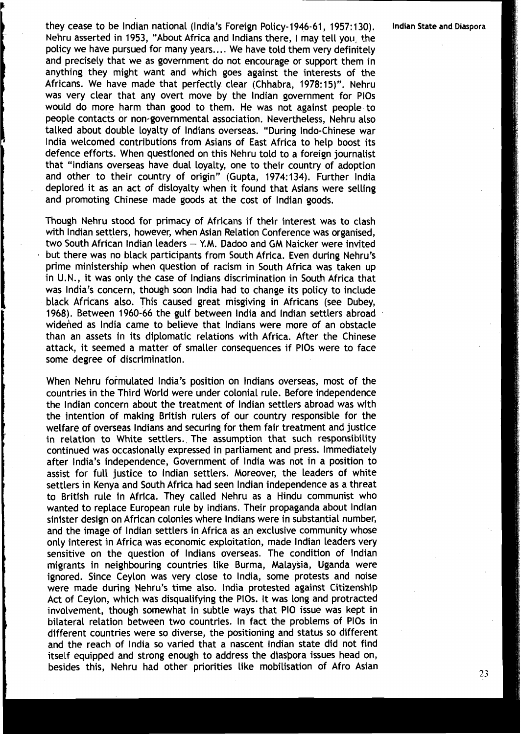they cease to be Indian national (India's Foreign Policy-1946-61, 1957:130). Nehru asserted in 1953, "About Africa and Indians there, I may tell you, the policy we have pursued for many years.... We have told them very definitely and precisely that we as government do not encourage or support them in anything they might want and which goes against the interests of the Africans. We have made that perfectly clear (Chhabra, 1978:15)". Nehru was very clear that any overt move by the Indian government for PIOs would do more harm than good to them. He was not against people to people contacts or non-governmental association. Nevertheless, Nehru also talked about double loyalty of Indians overseas. "During Indo-Chinese war India welcomed contributions from Asians of East Africa to help boost its defence efforts. When questioned on this Nehru told to a foreign journalist that "Indians overseas have dual loyalty, one to their country of adoption and other to their country of origin" (Gupta, 1974:134). Further India deplored it as an act of disloyalty when it found that Asians were selling and promoting Chinese made goods at the cost of Indian goods.

Though Nehru stood for primacy of Africans if their interest was to clash with Indian settlers, however, when Asian Relation Conference was organised, two South African Indian leaders – Y.M. Dadoo and GM Naicker were invited but there was no black participants from South Africa. Even during Nehru's prime ministership when question of racism in South Africa was taken up in U.N., it was only the case of Indians discrimination in South Africa that was India's concern, though soon India had to change its policy to include black Africans also. This caused great misgiving in Africans (see Dubey, 1968). Between 1960-66 the gulf between India and Indian settlers abroad widened as India came to believe that Indians were more of an obstacle than an assets in its diplomatic relations with Africa. After the Chinese attack, it seemed a matter of smaller consequences if PIOs were to face some degree of discrimination.

When Nehru formulated India's position on Indians overseas, most of the countries in the Third World were under colonial rule. Before independence the Indian concern about the treatment of Indian settlers abroad was with the intention of making British rulers of our country responsible for the welfare of overseas Indians and securing for them fair treatment and justice in relation to White settlers. The assumption that such responsibility continued was occasionally expressed in parliament and press. Immediately after India's independence, Government of India was not in a position to assist for full justice to Indian settlers. Moreover, the leaders of white settlers in Kenya and South Africa had seen Indian independence as a threat to British rule in Africa. They called Nehru as a Hindu communist who wanted to replace European rule by Indians. Their propaganda about Indian sinister design on African colonies where Indians were in substantial number, and the image of Indian settlers in Africa as an exclusive community whose only interest in Africa was economic exploitation, made Indian leaders very sensitive on the question of Indians overseas. The condition of Indian migrants in neighbouring countries like Burma, Malaysia, Uganda were ignored. Since Ceylon was very close to India, some protests and noise were made during Nehru's time also. India protested against Citizenship Act of Ceylon, which was disqualifying the PIOs. It was long and protracted involvement, though somewhat in subtle ways that PIO issue was kept in bilateral relation between two countries. In fact the problems of PIOs in different countries were so diverse, the positioning and status so different and the reach of India so varied that a nascent Indian state did not find itself equipped and strong enough to address the diaspora issues head on, besides this, Nehru had other priorities like mobilisation of Afro Asian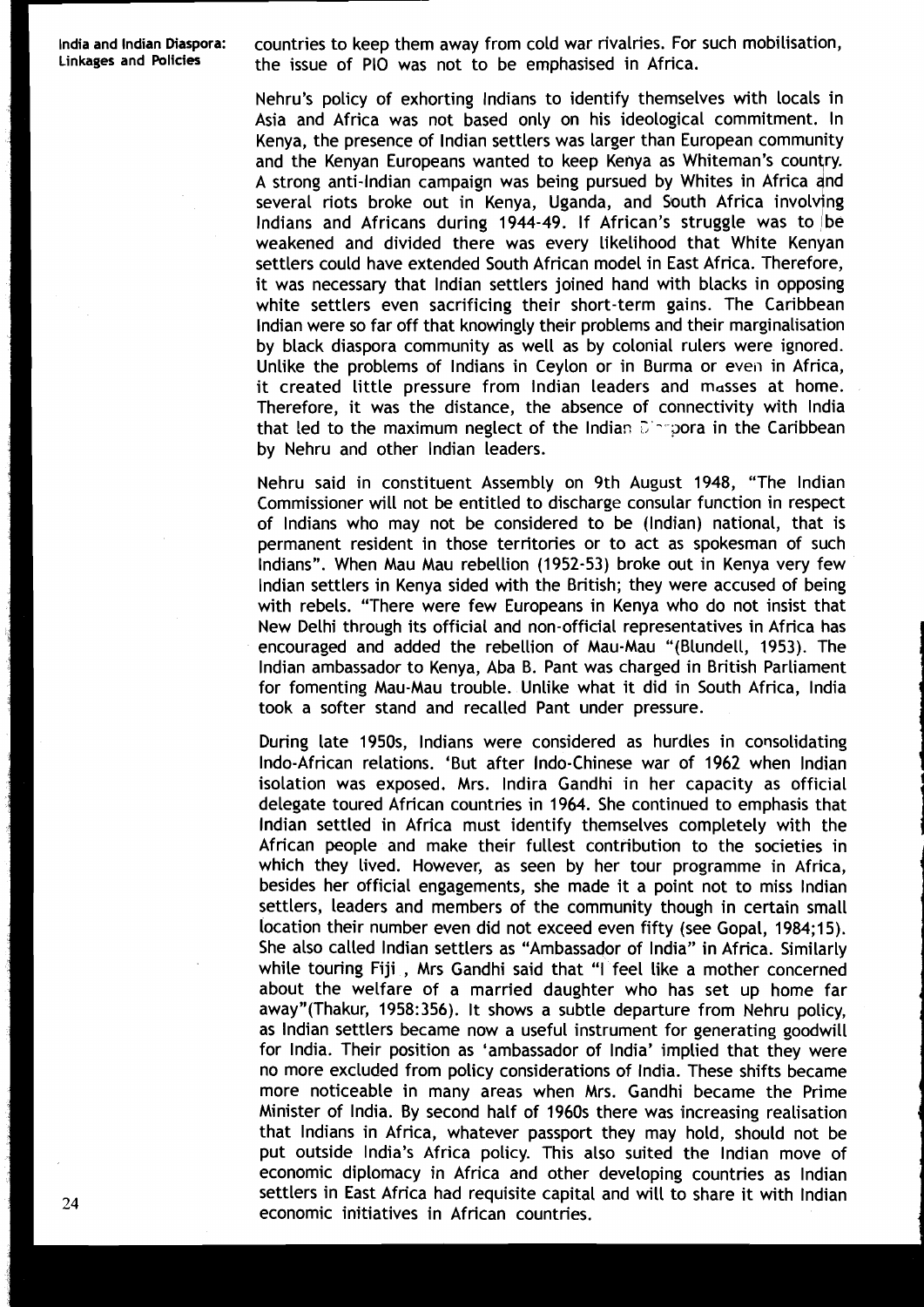countries to keep them away from cold war rivalries. For such mobilisation, the issue of PIO was not to be emphasised in Africa.

Nehru's policy of exhorting Indians to identify themselves with locals in Asia and Africa was not based only on his ideological commitment. In Kenya, the presence of Indian settlers was larger than European community and the Kenyan Europeans wanted to keep Kenya as Whiteman's country. A strong anti-Indian campaign was being pursued by Whites in Africa and several riots broke out in Kenya, Uganda, and South Africa involving Indians and Africans during 1944-49. If African's struggle was to be weakened and divided there was every likelihood that White Kenyan settlers could have extended South African model in East Africa. Therefore, it was necessary that Indian settlers joined hand with blacks in opposing white settlers even sacrificing their short-term gains. The Caribbean Indian were so far off that knowingly their problems and their marginalisation by black diaspora community as well as by colonial rulers were ignored. Unlike the problems of Indians in Ceylon or in Burma or even in Africa, it created little pressure from Indian leaders and masses at home. Therefore, it was the distance, the absence of connectivity with India that led to the maximum neglect of the Indian Diaspora in the Caribbean by Nehru and other Indian leaders.

Nehru said in constituent Assembly on 9th August 1948, "The Indian Commissioner will not be entitled to discharge consular function in respect of Indians who may not be considered to be (Indian) national, that is permanent resident in those territories or to act as spokesman of such Indians". When Mau Mau rebellion (1952-53) broke out in Kenya very few Indian settlers in Kenya sided with the British; they were accused of being with rebels. "There were few Europeans in Kenya who do not insist that New Delhi through its official and non-official representatives in Africa has encouraged and added the rebellion of Mau-Mau "(Blundell, 1953). The Indian ambassador to Kenya, Aba B. Pant was charged in British Parliament for fomenting Mau-Mau trouble. Unlike what it did in South Africa, India took a softer stand and recalled Pant under pressure.

During late 1950s, Indians were considered as hurdles in consolidating Indo-African relations. 'But after Indo-Chinese war of 1962 when Indian isolation was exposed. Mrs. Indira Gandhi in her capacity as official delegate toured African countries in 1964. She continued to emphasis that Indian settled in Africa must identify themselves completely with the African people and make their fullest contribution to the societies in which they lived. However, as seen by her tour programme in Africa, besides her official engagements, she made it a point not to miss Indian settlers, leaders and members of the community though in certain small location their number even did not exceed even fifty (see Gopal, 1984;15). She also called Indian settlers as "Ambassador of India" in Africa. Similarly while touring Fiji , Mrs Gandhi said that "I feel like a mother concerned about the welfare of a married daughter who has set up home far away"(Thakur, 1958:356). It shows a subtle departure from Nehru policy, as Indian settlers became now a useful instrument for generating goodwill for India. Their position as 'ambassador of India' implied that they were no more excluded from policy considerations of India. These shifts became more noticeable in many areas when Mrs. Gandhi became the Prime Minister of India. By second half of 1960s there was increasing realisation that Indians in Africa, whatever passport they may hold, should not be put outside India's Africa policy. This also suited the Indian move of economic diplomacy in Africa and other developing countries as Indian settlers in East Africa had requisite capital and will to share it with Indian economic initiatives in African countries.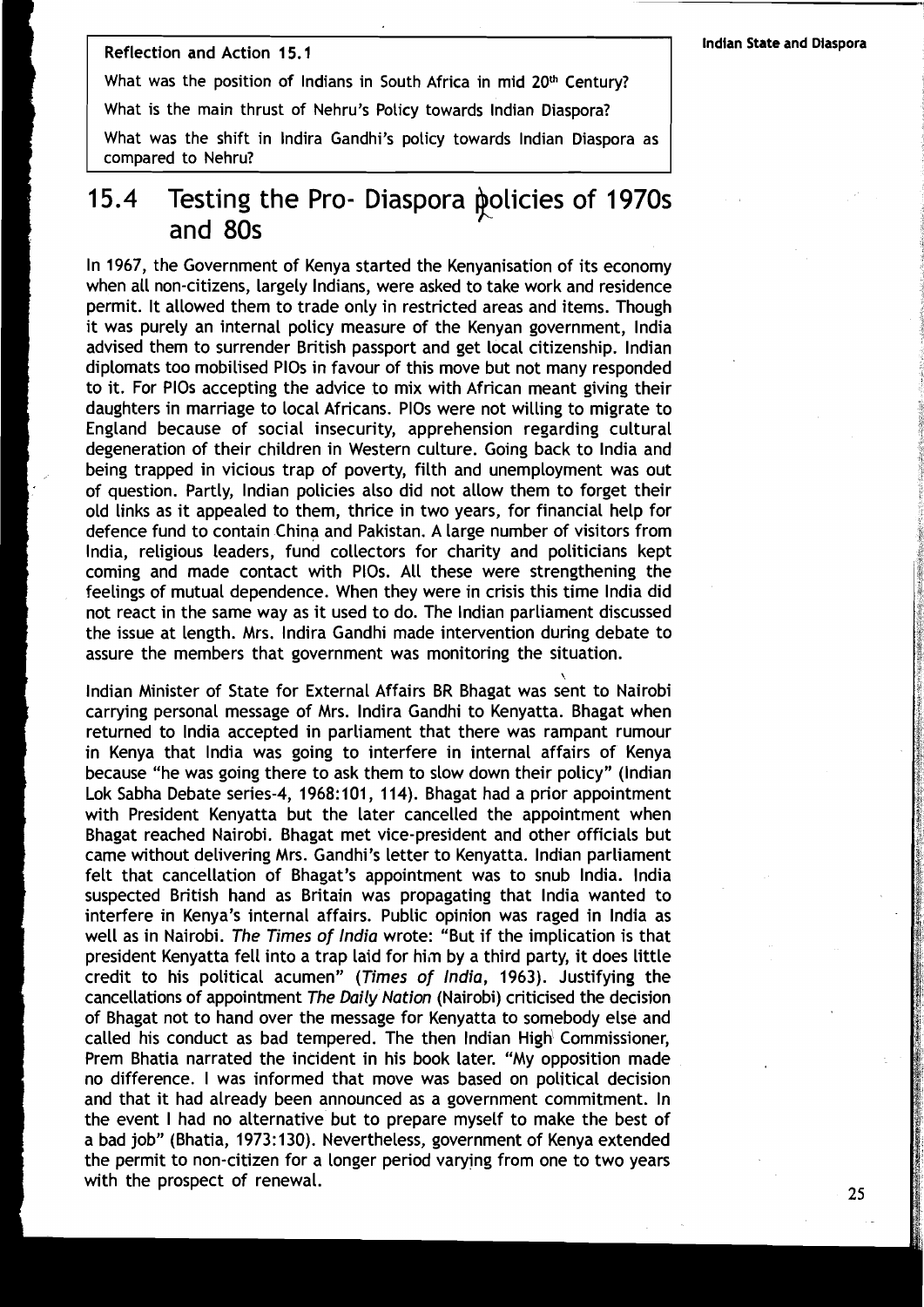**Reflection and Action 15.1**

What was the position of Indians in South Africa in mid 20th Century?

What is the main thrust of Nehru's Policy towards Indian Diaspora?

What was the shift in Indira Gandhi's policy towards Indian Diaspora as compared to Nehru?

## 15.4 Testing the Pro- Diaspora policies of 1970s and 80s

In 1967, the Government of Kenya started the Kenyanisation of its economy when all non-citizens, largely Indians, were asked to take work and residence permit. It allowed them to trade only in restricted areas and items. Though it was purely an internal policy measure of the Kenyan government, India advised them to surrender British passport and get local citizenship. Indian diplomats too mobilised PIOs in favour of this move but not many responded to it. For PIOs accepting the advice to mix with African meant giving their daughters in marriage to local Africans. PIOs were not willing to migrate to England because of social insecurity, apprehension regarding cultural degeneration of their children in Western culture. Going back to India and being trapped in vicious trap of poverty, filth and unemployment was out of question. Partly, Indian policies also did not allow them to forget their old links as it appealed to them, thrice in two years, for financial help for defence fund to contain China and Pakistan. A large number of visitors from India, religious leaders, fund collectors for charity and politicians kept coming and made contact with PIOs. All these were strengthening the feelings of mutual dependence. When they were in crisis this time India did not react in the same way as it used to do. The Indian parliament discussed the issue at length. Mrs. Indira Gandhi made intervention during debate to assure the members that government was monitoring the situation.

Indian Minister of State for External Affairs BR Bhagat was sent to Nairobi carrying personal message of Mrs. Indira Gandhi to Kenyatta. Bhagat when returned to India accepted in parliament that there was rampant rumour in Kenya that India was going to interfere in internal affairs of Kenya because "he was going there to ask them to slow down their policy" (Indian Lok Sabha Debate series-4, 1968:101, 114). Bhagat had a prior appointment with President Kenyatta but the later cancelled the appointment when Bhagat reached Nairobi. Bhagat met vice-president and other officials but came without delivering Mrs. Gandhi's letter to Kenyatta. Indian parliament felt that cancellation of Bhagat's appointment was to snub India. India suspected British hand as Britain was propagating that India wanted to interfere in Kenya's internal affairs. Public opinion was raged in India as well as in Nairobi. *The Times of India* wrote: "But if the implication is that president Kenyatta fell into a trap laid for him by a third party, it does little credit to his political acumen" (*Times of India*, 1963). Justifying the cancellations of appointment *The Daily Nation* (Nairobi) criticised the decision of Bhagat not to hand over the message for Kenyatta to somebody else and called his conduct as bad tempered. The then Indian High Commissioner, Prem Bhatia narrated the incident in his book later. "My opposition made no difference. I was informed that move was based on political decision and that it had already been announced as a government commitment. In the event I had no alternative but to prepare myself to make the best of a bad job" (Bhatia, 1973:130). Nevertheless, government of Kenya extended the permit to non-citizen for a longer period varying from one to two years with the prospect of renewal.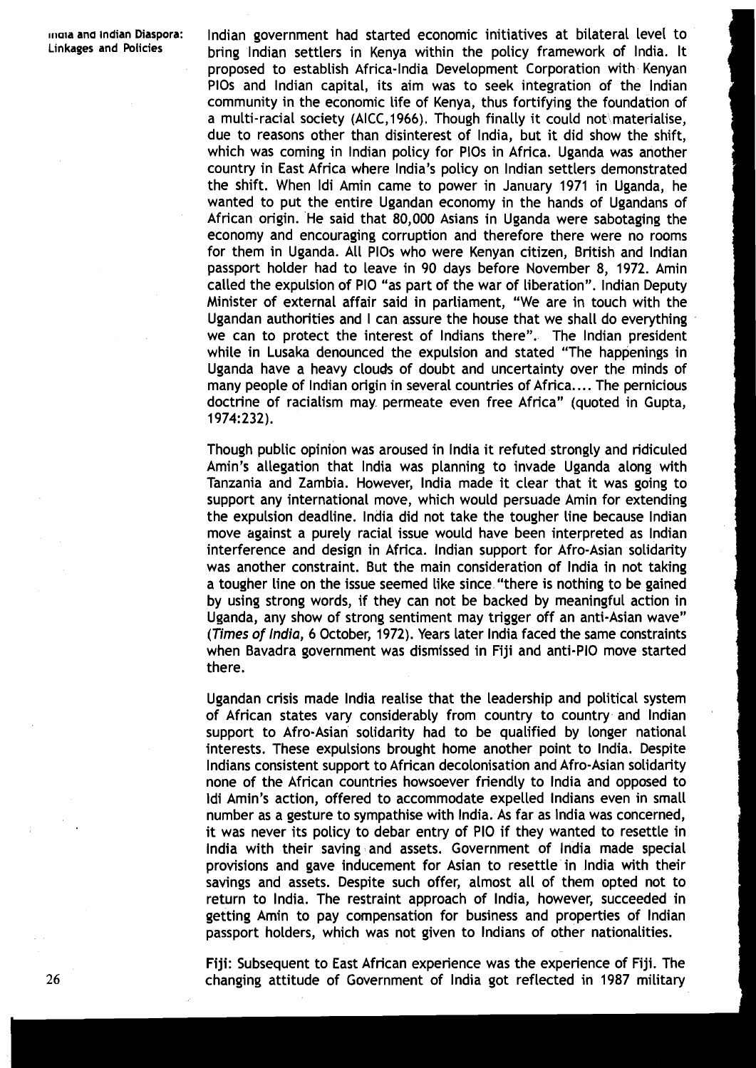Indian government had started economic initiatives at bilateral level to bring Indian settlers in Kenya within the policy framework of India. It proposed to establish Africa-India Development Corporation with Kenyan PIOs and Indian capital, its aim was to seek integration of the Indian community in the economic life of Kenya, thus fortifying the foundation of a multi-racial society (AICC,1966). Though finally it could not materialise, due to reasons other than disinterest of India, but it did show the shift, which was coming in Indian policy for PIOs in Africa. Uganda was another country in East Africa where India's policy on Indian settlers demonstrated the shift. When Idi Amin came to power in January 1971 in Uganda, he wanted to put the entire Ugandan economy in the hands of Ugandans of African origin. He said that 80,000 Asians in Uganda were sabotaging the economy and encouraging corruption and therefore there were no rooms for them in Uganda. All PIOs who were Kenyan citizen, British and Indian passport holder had to leave in 90 days before November 8, 1972. Amin called the expulsion of PIO "as part of the war of liberation". Indian Deputy Minister of external affair said in parliament, "We are in touch with the Ugandan authorities and I can assure the house that we shall do everything we can to protect the interest of Indians there". The Indian president while in Lusaka denounced the expulsion and stated "The happenings in Uganda have a heavy clouds of doubt and uncertainty over the minds of many people of Indian origin in several countries of Africa.... The pernicious doctrine of racialism may permeate even free Africa" (quoted in Gupta, 1974:232).

Though public opinion was aroused in India it refuted strongly and ridiculed Amin's allegation that India was planning to invade Uganda along with Tanzania and Zambia. However, India made it clear that it was going to support any international move, which would persuade Amin for extending the expulsion deadline. India did not take the tougher line because Indian move against a purely racial issue would have been interpreted as Indian interference and design in Africa. Indian support for Afro-Asian solidarity was another constraint. But the main consideration of India in not taking a tougher line on the issue seemed like since "there is nothing to be gained by using strong words, if they can not be backed by meaningful action in Uganda, any show of strong sentiment may trigger off an anti-Asian wave" (*Times of India*, 6 October, 1972). Years later India faced the same constraints when Bavadra government was dismissed in Fiji and anti-PIO move started there.

Ugandan crisis made India realise that the leadership and political system of African states vary considerably from country to country and Indian support to Afro-Asian solidarity had to be qualified by longer national interests. These expulsions brought home another point to India. Despite Indians consistent support to African decolonisation and Afro-Asian solidarity none of the African countries howsoever friendly to India and opposed to Idi Amin's action, offered to accommodate expelled Indians even in small number as a gesture to sympathise with India. As far as India was concerned, it was never its policy to debar entry of PIO if they wanted to resettle in India with their saving and assets. Government of India made special provisions and gave inducement for Asian to resettle in India with their savings and assets. Despite such offer, almost all of them opted not to return to India. The restraint approach of India, however, succeeded in getting Amin to pay compensation for business and properties of Indian passport holders, which was not given to Indians of other nationalities.

Fiji: Subsequent to East African experience was the experience of Fiji. The changing attitude of Government of India got reflected in 1987 military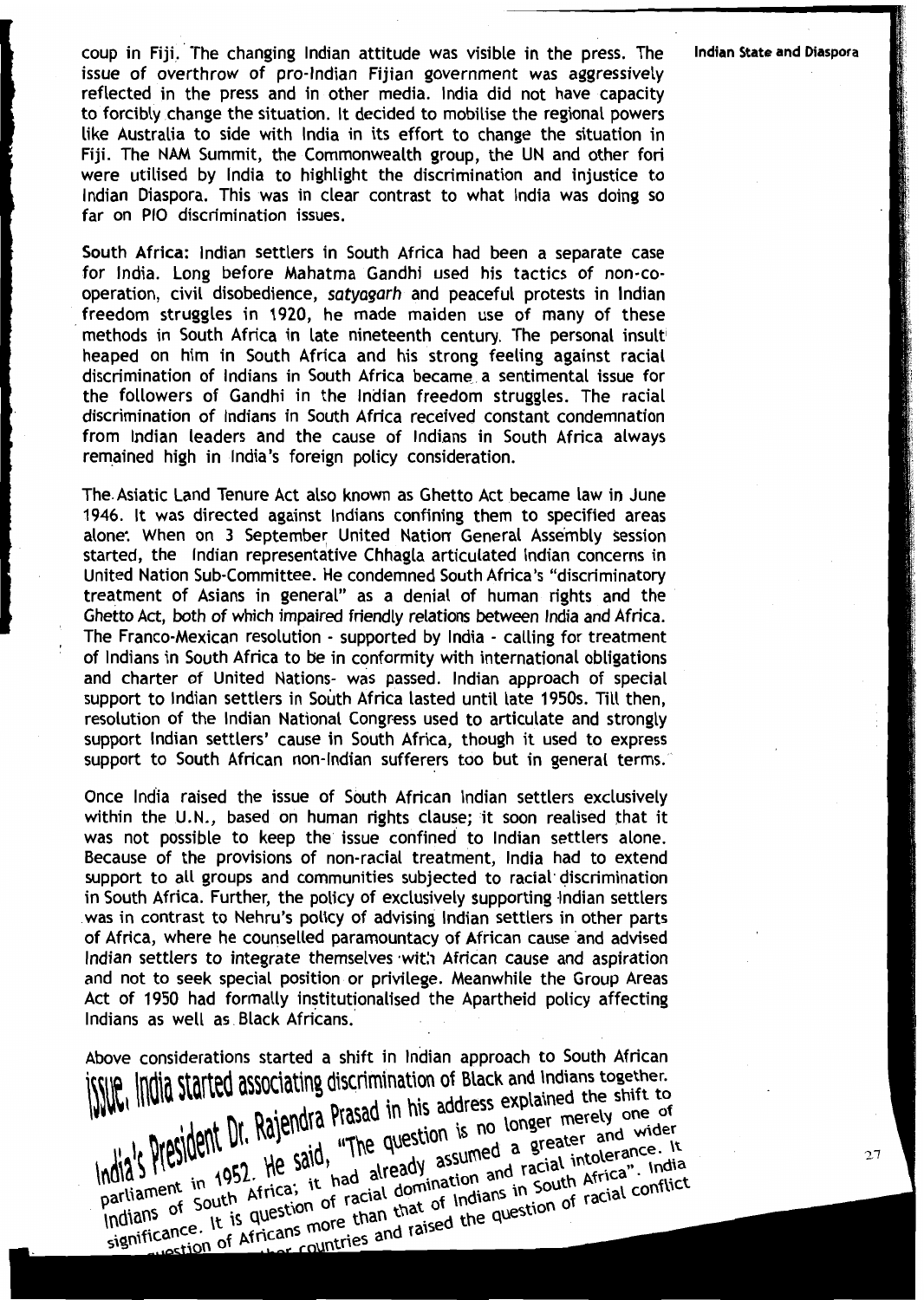coup in Fiji. The changing Indian attitude was visible in the press. The issue of overthrow of pro-Indian Fijian government was aggressively reflected in the press and in other media. India did not have capacity to forcibly change the situation. It decided to mobilise the regional powers like Australia to side with India in its effort to change the situation in Fiji. The NAM Summit, the Commonwealth group, the UN and other fori were utilised by India to highlight the discrimination and injustice to Indian Diaspora. This was in clear contrast to what India was doing so far on PIO discrimination issues.

**South Africa:** Indian settlers in South Africa had been a separate case for India. Long before Mahatma Gandhi used his tactics of non-co-operation, civil disobedience, *satyagarh* and peaceful protests in Indian freedom struggles in 1920, he made maiden use of many of these methods in South Africa in late nineteenth century. The personal insult heaped on him in South Africa and his strong feeling against racial discrimination of Indians in South Africa became a sentimental issue for the followers of Gandhi in the Indian freedom struggles. The racial discrimination of Indians in South Africa received constant condemnation from Indian leaders and the cause of Indians in South Africa always remained high in India's foreign policy consideration.

The Asiatic Land Tenure Act also known as Ghetto Act became law in June 1946. It was directed against Indians confining them to specified areas alone. When on 3 September United Nation General Assembly session started, the Indian representative Chhagla articulated Indian concerns in United Nation Sub-Committee. He condemned South Africa's "discriminatory treatment of Asians in general" as a denial of human rights and the Ghetto Act, both of which impaired friendly relations between India and Africa. The Franco-Mexican resolution - supported by India - calling for treatment of Indians in South Africa to be in conformity with international obligations and charter of United Nations- was passed. Indian approach of special support to Indian settlers in South Africa lasted until late 1950s. Till then, resolution of the Indian National Congress used to articulate and strongly support Indian settlers' cause in South Africa, though it used to express support to South African non-Indian sufferers too but in general terms.

Once India raised the issue of South African Indian settlers exclusively within the U.N., based on human rights clause; it soon realised that it was not possible to keep the issue confined to Indian settlers alone. Because of the provisions of non-racial treatment, India had to extend support to all groups and communities subjected to racial discrimination in South Africa. Further, the policy of exclusively supporting Indian settlers was in contrast to Nehru's policy of advising Indian settlers in other parts of Africa, where he counselled paramountacy of African cause and advised Indian settlers to integrate themselves with African cause and aspiration and not to seek special position or privilege. Meanwhile the Group Areas Act of 1950 had formally institutionalised the Apartheid policy affecting Indians as well as Black Africans.

Above considerations started a shift in Indian approach to South African issue. India started associating discrimination of Black and Indians together. India's President Dr. Rajendra Prasad in his address explained the shift to parliament in 1952. He said, "The question is no longer merely one of Indians of South Africa; it had already assumed a greater and wider significance. It is question of racial domination and racial intolerance. It question of Africans more than that of Indians in South Africa". India ... countries and raised the question of racial conflict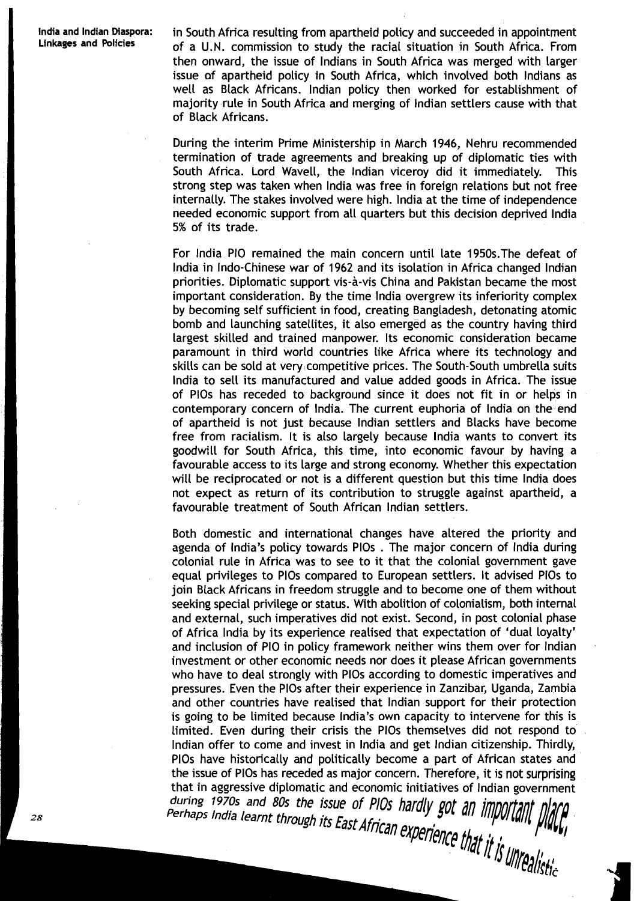in South Africa resulting from apartheid policy and succeeded in appointment of a U.N. commission to study the racial situation in South Africa. From then onward, the issue of Indians in South Africa was merged with larger issue of apartheid policy in South Africa, which involved both Indians as well as Black Africans. Indian policy then worked for establishment of majority rule in South Africa and merging of Indian settlers cause with that of Black Africans.

During the interim Prime Ministership in March 1946, Nehru recommended termination of trade agreements and breaking up of diplomatic ties with South Africa. Lord Wavell, the Indian viceroy did it immediately. This strong step was taken when India was free in foreign relations but not free internally. The stakes involved were high. India at the time of independence needed economic support from all quarters but this decision deprived India 5% of its trade.

For India PIO remained the main concern until late 1950s.The defeat of India in Indo-Chinese war of 1962 and its isolation in Africa changed Indian priorities. Diplomatic support vis-à-vis China and Pakistan became the most important consideration. By the time India overgrew its inferiority complex by becoming self sufficient in food, creating Bangladesh, detonating atomic bomb and launching satellites, it also emerged as the country having third largest skilled and trained manpower. Its economic consideration became paramount in third world countries like Africa where its technology and skills can be sold at very competitive prices. The South-South umbrella suits India to sell its manufactured and value added goods in Africa. The issue of PIOs has receded to background since it does not fit in or helps in contemporary concern of India. The current euphoria of India on the end of apartheid is not just because Indian settlers and Blacks have become free from racialism. It is also largely because India wants to convert its goodwill for South Africa, this time, into economic favour by having a favourable access to its large and strong economy. Whether this expectation will be reciprocated or not is a different question but this time India does not expect as return of its contribution to struggle against apartheid, a favourable treatment of South African Indian settlers.

Both domestic and international changes have altered the priority and agenda of India's policy towards PIOs . The major concern of India during colonial rule in Africa was to see to it that the colonial government gave equal privileges to PIOs compared to European settlers. It advised PIOs to join Black Africans in freedom struggle and to become one of them without seeking special privilege or status. With abolition of colonialism, both internal and external, such imperatives did not exist. Second, in post colonial phase of Africa India by its experience realised that expectation of 'dual loyalty' and inclusion of PIO in policy framework neither wins them over for Indian investment or other economic needs nor does it please African governments who have to deal strongly with PIOs according to domestic imperatives and pressures. Even the PIOs after their experience in Zanzibar, Uganda, Zambia and other countries have realised that Indian support for their protection is going to be limited because India's own capacity to intervene for this is limited. Even during their crisis the PIOs themselves did not respond to Indian offer to come and invest in India and get Indian citizenship. Thirdly, PIOs have historically and politically become a part of African states and the issue of PIOs has receded as major concern. Therefore, it is not surprising that in aggressive diplomatic and economic initiatives of Indian government during 1970s and 80s the issue of PIOs hardly got an important place. Perhaps India learnt through its East African experience that it is unrealistic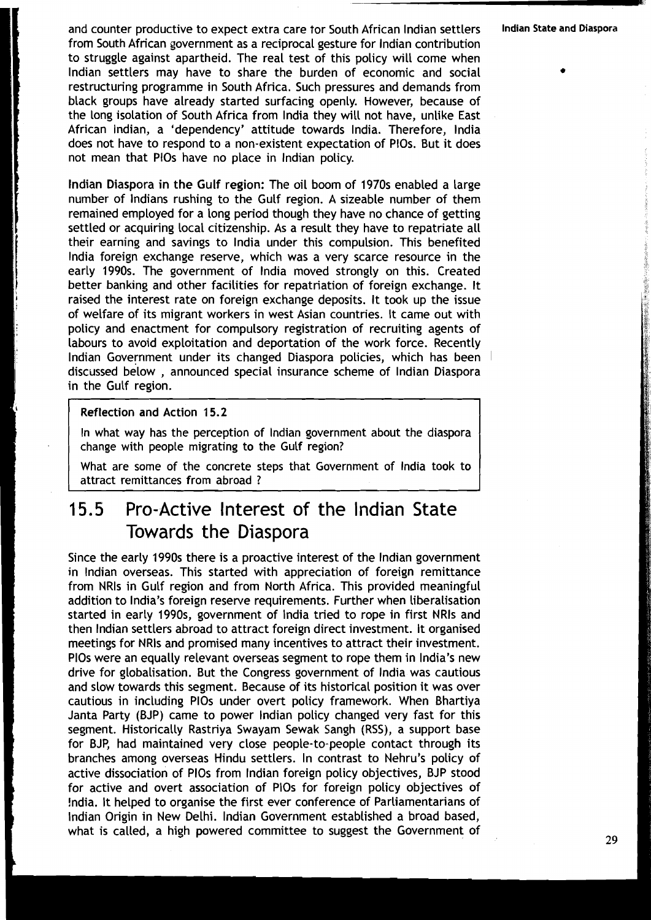and counter productive to expect extra care for South African Indian settlers from South African government as a reciprocal gesture for Indian contribution to struggle against apartheid. The real test of this policy will come when Indian settlers may have to share the burden of economic and social restructuring programme in South Africa. Such pressures and demands from black groups have already started surfacing openly. However, because of the long isolation of South Africa from India they will not have, unlike East African Indian, a 'dependency' attitude towards India. Therefore, India does not have to respond to a non-existent expectation of PIOs. But it does not mean that PIOs have no place in Indian policy.

**Indian Diaspora in the Gulf region:** The oil boom of 1970s enabled a large number of Indians rushing to the Gulf region. A sizeable number of them remained employed for a long period though they have no chance of getting settled or acquiring local citizenship. As a result they have to repatriate all their earning and savings to India under this compulsion. This benefited India foreign exchange reserve, which was a very scarce resource in the early 1990s. The government of India moved strongly on this. Created better banking and other facilities for repatriation of foreign exchange. It raised the interest rate on foreign exchange deposits. It took up the issue of welfare of its migrant workers in west Asian countries. It came out with policy and enactment for compulsory registration of recruiting agents of labours to avoid exploitation and deportation of the work force. Recently Indian Government under its changed Diaspora policies, which has been discussed below , announced special insurance scheme of Indian Diaspora in the Gulf region.

> **Reflection and Action 15.2**
>
> In what way has the perception of Indian government about the diaspora change with people migrating to the Gulf region?
>
> What are some of the concrete steps that Government of India took to attract remittances from abroad ?

## 15.5 Pro-Active Interest of the Indian State Towards the Diaspora

Since the early 1990s there is a proactive interest of the Indian government in Indian overseas. This started with appreciation of foreign remittance from NRIs in Gulf region and from North Africa. This provided meaningful addition to India's foreign reserve requirements. Further when liberalisation started in early 1990s, government of India tried to rope in first NRIs and then Indian settlers abroad to attract foreign direct investment. It organised meetings for NRIs and promised many incentives to attract their investment. PIOs were an equally relevant overseas segment to rope them in India's new drive for globalisation. But the Congress government of India was cautious and slow towards this segment. Because of its historical position it was over cautious in including PIOs under overt policy framework. When Bhartiya Janta Party (BJP) came to power Indian policy changed very fast for this segment. Historically Rastriya Swayam Sewak Sangh (RSS), a support base for BJP, had maintained very close people-to-people contact through its branches among overseas Hindu settlers. In contrast to Nehru's policy of active dissociation of PIOs from Indian foreign policy objectives, BJP stood for active and overt association of PIOs for foreign policy objectives of India. It helped to organise the first ever conference of Parliamentarians of Indian Origin in New Delhi. Indian Government established a broad based, what is called, a high powered committee to suggest the Government of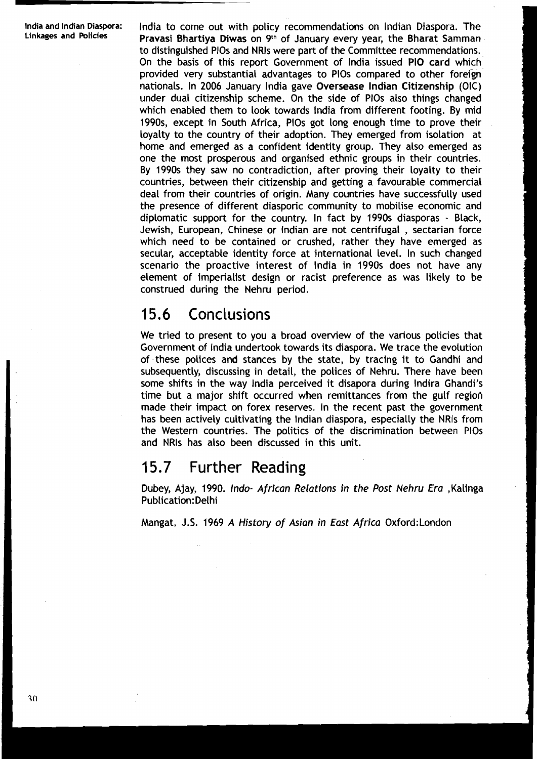India to come out with policy recommendations on Indian Diaspora. The **Pravasi Bhartiya Diwas** on 9th of January every year, the **Bharat** Samman to distinguished PIOs and NRIs were part of the Committee recommendations. On the basis of this report Government of India issued **PIO card** which provided very substantial advantages to PIOs compared to other foreign nationals. In 2006 January India gave **Oversease Indian Citizenship** (OIC) under dual citizenship scheme. On the side of PIOs also things changed which enabled them to look towards India from different footing. By mid 1990s, except in South Africa, PIOs got long enough time to prove their loyalty to the country of their adoption. They emerged from isolation at home and emerged as a confident identity group. They also emerged as one the most prosperous and organised ethnic groups in their countries. By 1990s they saw no contradiction, after proving their loyalty to their countries, between their citizenship and getting a favourable commercial deal from their countries of origin. Many countries have successfully used the presence of different diasporic community to mobilise economic and diplomatic support for the country. In fact by 1990s diasporas - Black, Jewish, European, Chinese or Indian are not centrifugal , sectarian force which need to be contained or crushed, rather they have emerged as secular, acceptable identity force at international level. In such changed scenario the proactive interest of India in 1990s does not have any element of imperialist design or racist preference as was likely to be construed during the Nehru period.

## 15.6 Conclusions

We tried to present to you a broad overview of the various policies that Government of India undertook towards its diaspora. We trace the evolution of these polices and stances by the state, by tracing it to Gandhi and subsequently, discussing in detail, the polices of Nehru. There have been some shifts in the way India perceived it disapora during Indira Ghandi's time but a major shift occurred when remittances from the gulf region made their impact on forex reserves. In the recent past the government has been actively cultivating the Indian diaspora, especially the NRIs from the Western countries. The politics of the discrimination between PIOs and NRIs has also been discussed in this unit.

## 15.7 Further Reading

Dubey, Ajay, 1990. *Indo- African Relations in the Post Nehru Era* ,Kalinga Publication:Delhi

Mangat, J.S. 1969 *A History of Asian in East Africa* Oxford:London